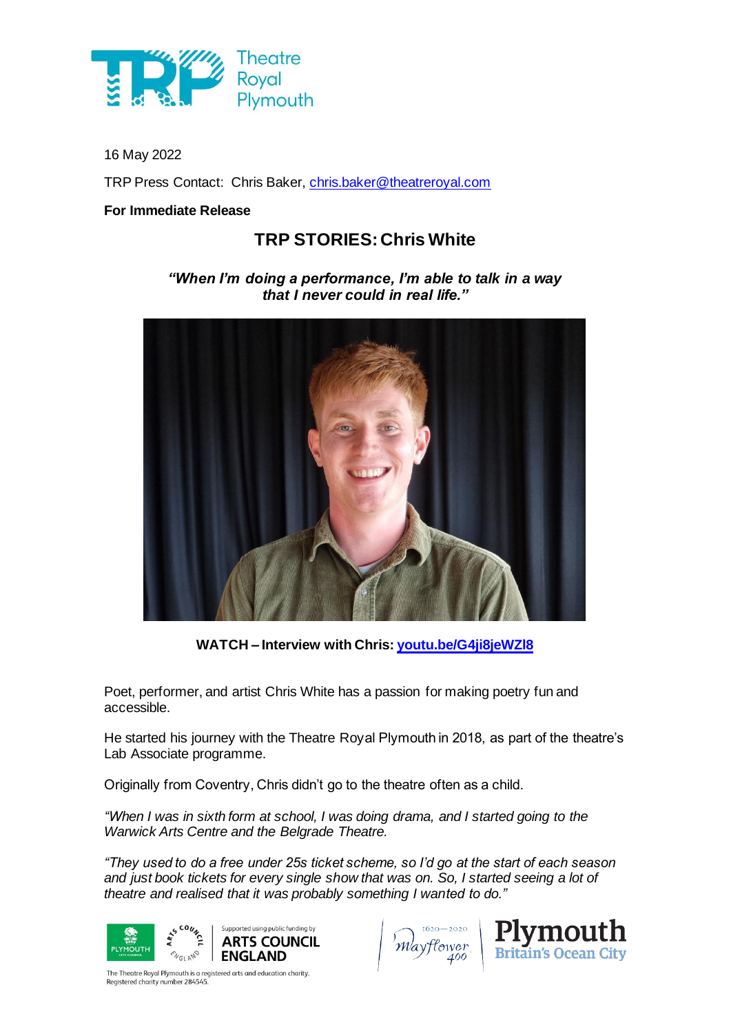16 May 2022

TRP Press Contact: Chris Baker, chris.baker@theatreroyal.com

**For Immediate Release**

# TRP STORIES: Chris White

***"When I'm doing a performance, I'm able to talk in a way that I never could in real life."***

**WATCH – Interview with Chris: youtu.be/G4ji8jeWZl8**

Poet, performer, and artist Chris White has a passion for making poetry fun and accessible.

He started his journey with the Theatre Royal Plymouth in 2018, as part of the theatre's Lab Associate programme.

Originally from Coventry, Chris didn't go to the theatre often as a child.

*"When I was in sixth form at school, I was doing drama, and I started going to the Warwick Arts Centre and the Belgrade Theatre.*

*"They used to do a free under 25s ticket scheme, so I'd go at the start of each season and just book tickets for every single show that was on. So, I started seeing a lot of theatre and realised that it was probably something I wanted to do."*

The Theatre Royal Plymouth is a registered arts and education charity. Registered charity number 284545.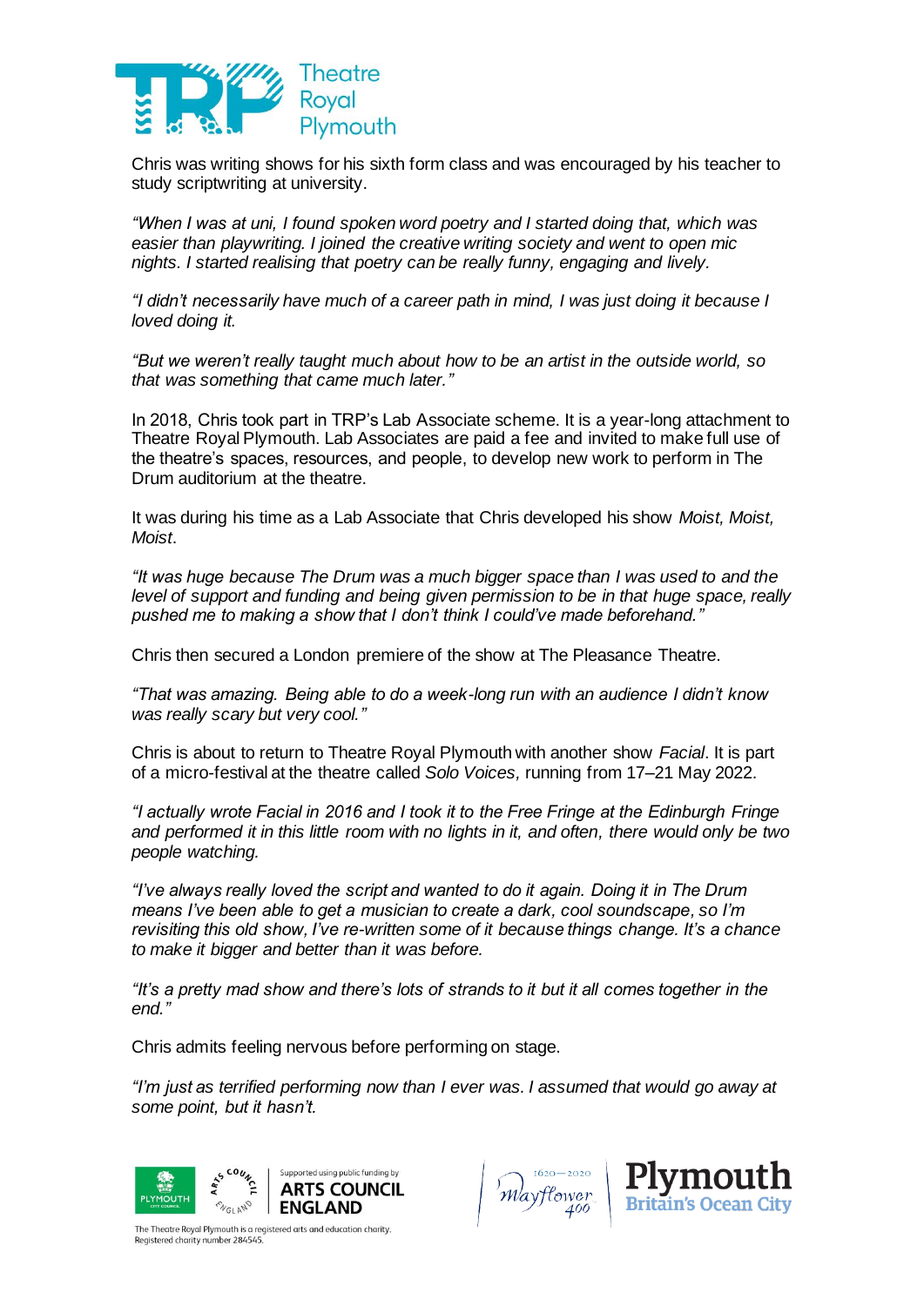Chris was writing shows for his sixth form class and was encouraged by his teacher to study scriptwriting at university.

*"When I was at uni, I found spoken word poetry and I started doing that, which was easier than playwriting. I joined the creative writing society and went to open mic nights. I started realising that poetry can be really funny, engaging and lively.*

*"I didn't necessarily have much of a career path in mind, I was just doing it because I loved doing it.*

*"But we weren't really taught much about how to be an artist in the outside world, so that was something that came much later."*

In 2018, Chris took part in TRP's Lab Associate scheme. It is a year-long attachment to Theatre Royal Plymouth. Lab Associates are paid a fee and invited to make full use of the theatre's spaces, resources, and people, to develop new work to perform in The Drum auditorium at the theatre.

It was during his time as a Lab Associate that Chris developed his show *Moist, Moist, Moist*.

*"It was huge because The Drum was a much bigger space than I was used to and the level of support and funding and being given permission to be in that huge space, really pushed me to making a show that I don't think I could've made beforehand."*

Chris then secured a London premiere of the show at The Pleasance Theatre.

*"That was amazing. Being able to do a week-long run with an audience I didn't know was really scary but very cool."*

Chris is about to return to Theatre Royal Plymouth with another show *Facial*. It is part of a micro-festival at the theatre called *Solo Voices,* running from 17–21 May 2022.

*"I actually wrote Facial in 2016 and I took it to the Free Fringe at the Edinburgh Fringe and performed it in this little room with no lights in it, and often, there would only be two people watching.*

*"I've always really loved the script and wanted to do it again. Doing it in The Drum means I've been able to get a musician to create a dark, cool soundscape, so I'm revisiting this old show, I've re-written some of it because things change. It's a chance to make it bigger and better than it was before.*

*"It's a pretty mad show and there's lots of strands to it but it all comes together in the end."*

Chris admits feeling nervous before performing on stage.

*"I'm just as terrified performing now than I ever was. I assumed that would go away at some point, but it hasn't.*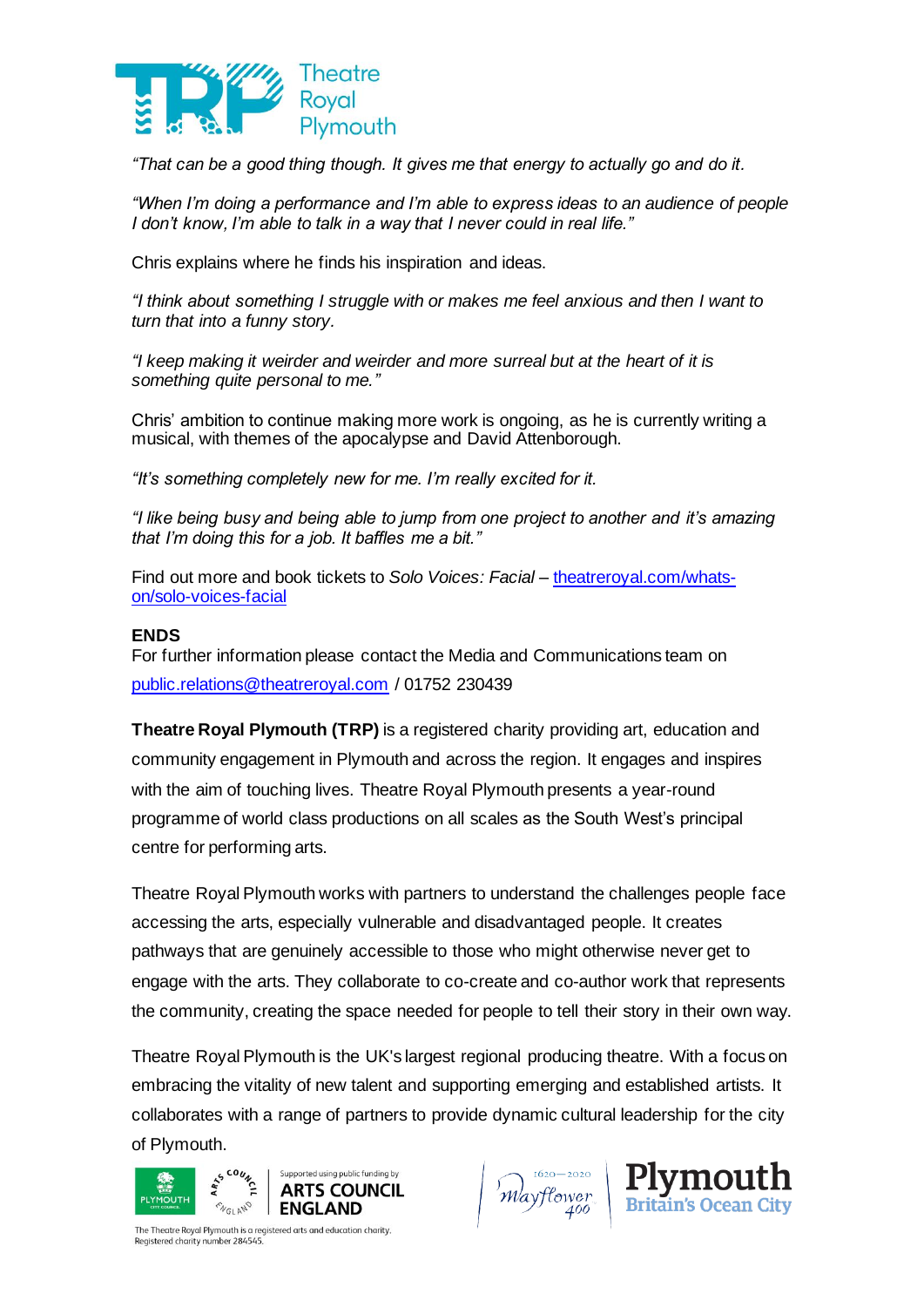*"That can be a good thing though. It gives me that energy to actually go and do it.*

*"When I'm doing a performance and I'm able to express ideas to an audience of people I don't know, I'm able to talk in a way that I never could in real life."*

Chris explains where he finds his inspiration and ideas.

*"I think about something I struggle with or makes me feel anxious and then I want to turn that into a funny story.*

*"I keep making it weirder and weirder and more surreal but at the heart of it is something quite personal to me."*

Chris' ambition to continue making more work is ongoing, as he is currently writing a musical, with themes of the apocalypse and David Attenborough.

*"It's something completely new for me. I'm really excited for it.*

*"I like being busy and being able to jump from one project to another and it's amazing that I'm doing this for a job. It baffles me a bit."*

Find out more and book tickets to *Solo Voices: Facial* – [theatreroyal.com/whats-on/solo-voices-facial](theatreroyal.com/whats-on/solo-voices-facial)

**ENDS**

For further information please contact the Media and Communications team on [public.relations@theatreroyal.com](mailto:public.relations@theatreroyal.com) / 01752 230439

**Theatre Royal Plymouth (TRP)** is a registered charity providing art, education and community engagement in Plymouth and across the region. It engages and inspires with the aim of touching lives. Theatre Royal Plymouth presents a year-round programme of world class productions on all scales as the South West's principal centre for performing arts.

Theatre Royal Plymouth works with partners to understand the challenges people face accessing the arts, especially vulnerable and disadvantaged people. It creates pathways that are genuinely accessible to those who might otherwise never get to engage with the arts. They collaborate to co-create and co-author work that represents the community, creating the space needed for people to tell their story in their own way.

Theatre Royal Plymouth is the UK's largest regional producing theatre. With a focus on embracing the vitality of new talent and supporting emerging and established artists. It collaborates with a range of partners to provide dynamic cultural leadership for the city of Plymouth.

Supported using public funding by ARTS COUNCIL ENGLAND

The Theatre Royal Plymouth is a registered arts and education charity. Registered charity number 284545.